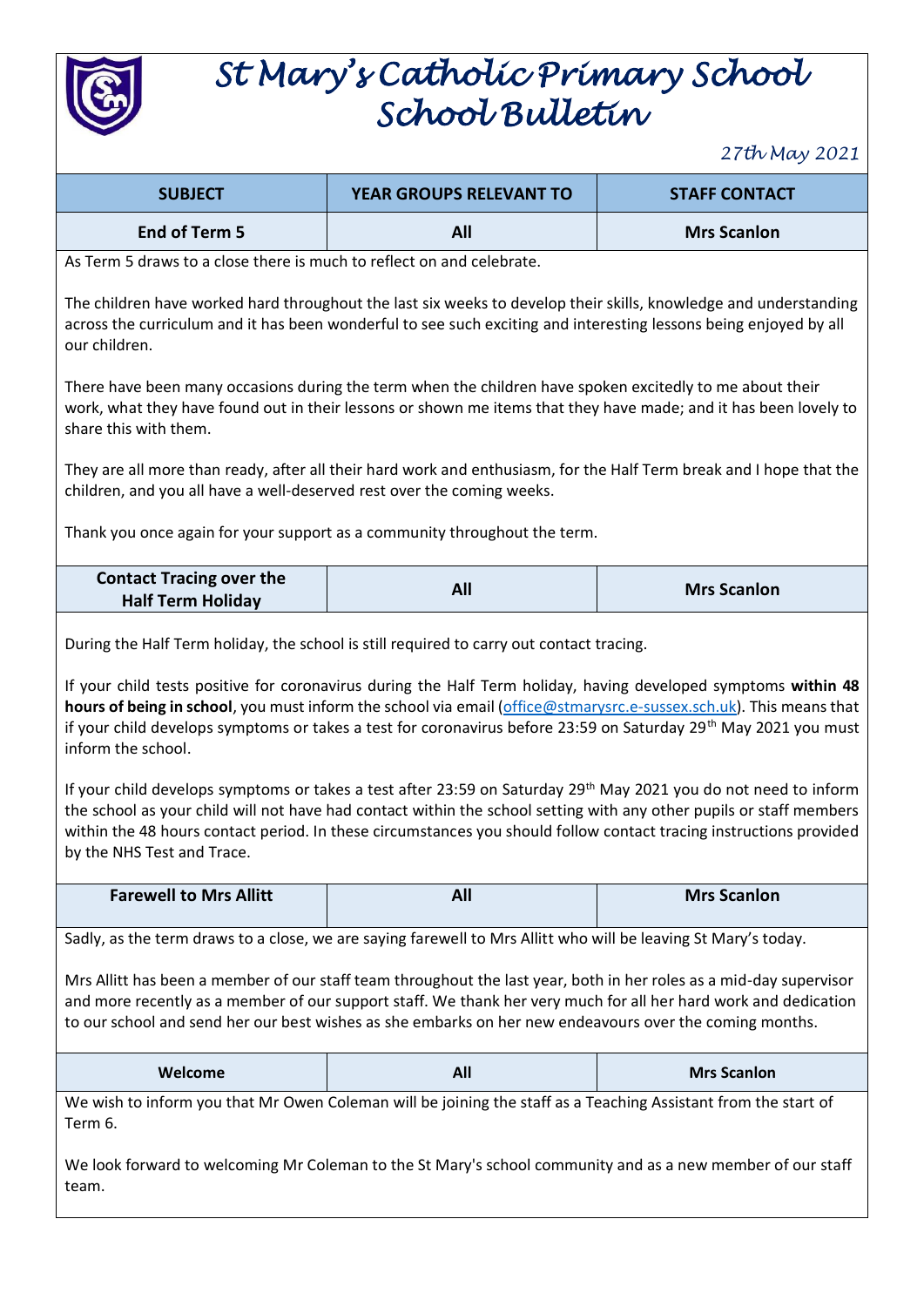# St Mary's Catholic Primary School School Bulletin

*27th May 2021*

| SUBJECT | YEAR GROUPS RELEVANT TO | STAFF CONTACT |
|---|---|---|
| End of Term 5 | All | Mrs Scanlon |

As Term 5 draws to a close there is much to reflect on and celebrate.

The children have worked hard throughout the last six weeks to develop their skills, knowledge and understanding across the curriculum and it has been wonderful to see such exciting and interesting lessons being enjoyed by all our children.

There have been many occasions during the term when the children have spoken excitedly to me about their work, what they have found out in their lessons or shown me items that they have made; and it has been lovely to share this with them.

They are all more than ready, after all their hard work and enthusiasm, for the Half Term break and I hope that the children, and you all have a well-deserved rest over the coming weeks.

Thank you once again for your support as a community throughout the term.

| SUBJECT | YEAR GROUPS RELEVANT TO | STAFF CONTACT |
|---|---|---|
| Contact Tracing over the Half Term Holiday | All | Mrs Scanlon |

During the Half Term holiday, the school is still required to carry out contact tracing.

If your child tests positive for coronavirus during the Half Term holiday, having developed symptoms **within 48 hours of being in school**, you must inform the school via email (office@stmarysrc.e-sussex.sch.uk). This means that if your child develops symptoms or takes a test for coronavirus before 23:59 on Saturday 29th May 2021 you must inform the school.

If your child develops symptoms or takes a test after 23:59 on Saturday 29th May 2021 you do not need to inform the school as your child will not have had contact within the school setting with any other pupils or staff members within the 48 hours contact period. In these circumstances you should follow contact tracing instructions provided by the NHS Test and Trace.

| SUBJECT | YEAR GROUPS RELEVANT TO | STAFF CONTACT |
|---|---|---|
| Farewell to Mrs Allitt | All | Mrs Scanlon |

Sadly, as the term draws to a close, we are saying farewell to Mrs Allitt who will be leaving St Mary's today.

Mrs Allitt has been a member of our staff team throughout the last year, both in her roles as a mid-day supervisor and more recently as a member of our support staff. We thank her very much for all her hard work and dedication to our school and send her our best wishes as she embarks on her new endeavours over the coming months.

| SUBJECT | YEAR GROUPS RELEVANT TO | STAFF CONTACT |
|---|---|---|
| Welcome | All | Mrs Scanlon |

We wish to inform you that Mr Owen Coleman will be joining the staff as a Teaching Assistant from the start of Term 6.

We look forward to welcoming Mr Coleman to the St Mary's school community and as a new member of our staff team.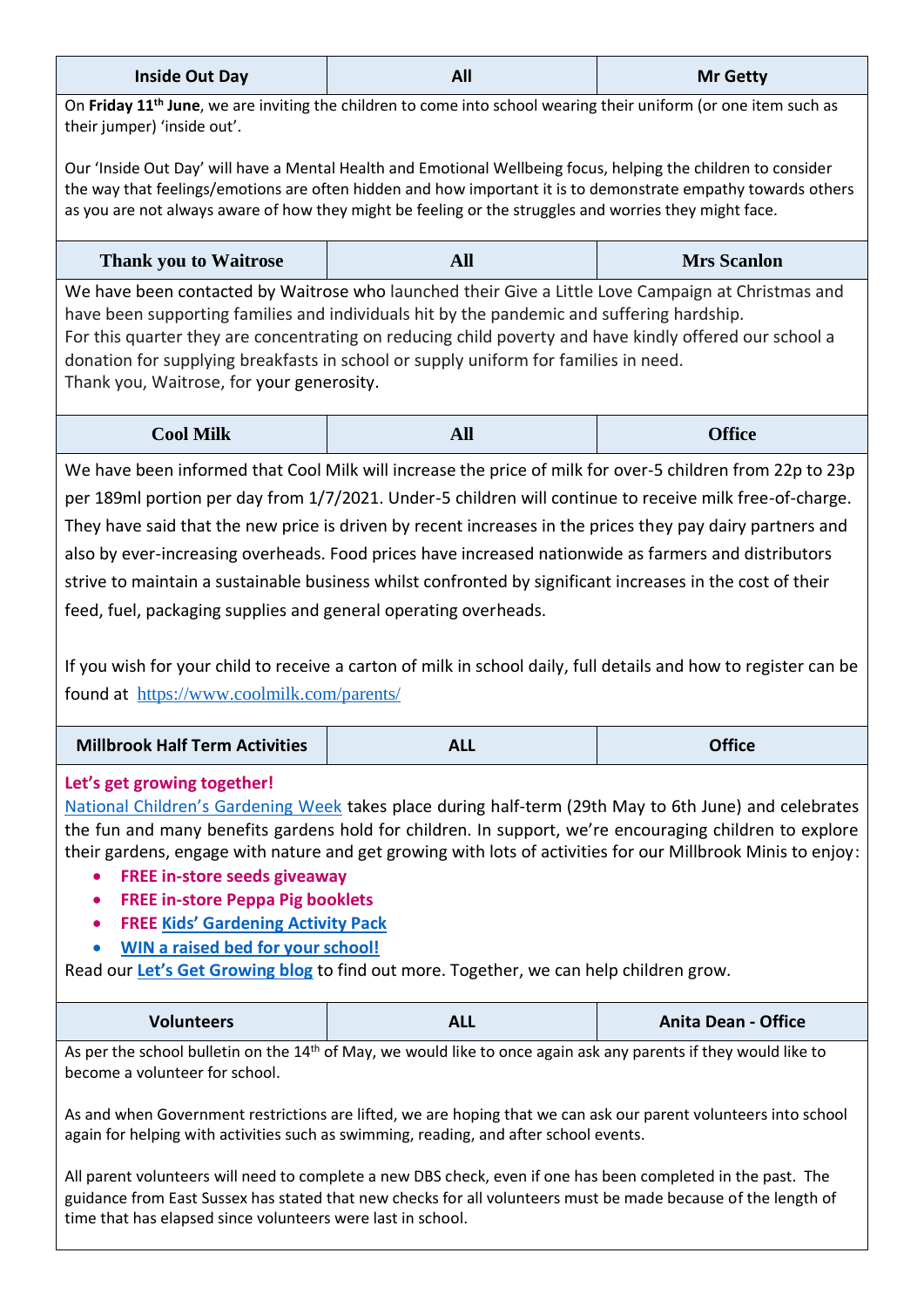| Inside Out Day | All | Mr Getty |
|---|---|---|

On **Friday 11th June**, we are inviting the children to come into school wearing their uniform (or one item such as their jumper) 'inside out'.

Our 'Inside Out Day' will have a Mental Health and Emotional Wellbeing focus, helping the children to consider the way that feelings/emotions are often hidden and how important it is to demonstrate empathy towards others as you are not always aware of how they might be feeling or the struggles and worries they might face.

| Thank you to Waitrose | All | Mrs Scanlon |
|---|---|---|

We have been contacted by Waitrose who launched their Give a Little Love Campaign at Christmas and have been supporting families and individuals hit by the pandemic and suffering hardship.
For this quarter they are concentrating on reducing child poverty and have kindly offered our school a donation for supplying breakfasts in school or supply uniform for families in need.
Thank you, Waitrose, for your generosity.

| Cool Milk | All | Office |
|---|---|---|

We have been informed that Cool Milk will increase the price of milk for over-5 children from 22p to 23p per 189ml portion per day from 1/7/2021. Under-5 children will continue to receive milk free-of-charge. They have said that the new price is driven by recent increases in the prices they pay dairy partners and also by ever-increasing overheads. Food prices have increased nationwide as farmers and distributors strive to maintain a sustainable business whilst confronted by significant increases in the cost of their feed, fuel, packaging supplies and general operating overheads.

If you wish for your child to receive a carton of milk in school daily, full details and how to register can be found at https://www.coolmilk.com/parents/

| Millbrook Half Term Activities | ALL | Office |
|---|---|---|

**Let's get growing together!**

National Children's Gardening Week takes place during half-term (29th May to 6th June) and celebrates the fun and many benefits gardens hold for children. In support, we're encouraging children to explore their gardens, engage with nature and get growing with lots of activities for our Millbrook Minis to enjoy:

- **FREE in-store seeds giveaway**
- **FREE in-store Peppa Pig booklets**
- **FREE Kids' Gardening Activity Pack**
- **WIN a raised bed for your school!**

Read our **Let's Get Growing blog** to find out more. Together, we can help children grow.

| Volunteers | ALL | Anita Dean - Office |
|---|---|---|

As per the school bulletin on the 14th of May, we would like to once again ask any parents if they would like to become a volunteer for school.

As and when Government restrictions are lifted, we are hoping that we can ask our parent volunteers into school again for helping with activities such as swimming, reading, and after school events.

All parent volunteers will need to complete a new DBS check, even if one has been completed in the past. The guidance from East Sussex has stated that new checks for all volunteers must be made because of the length of time that has elapsed since volunteers were last in school.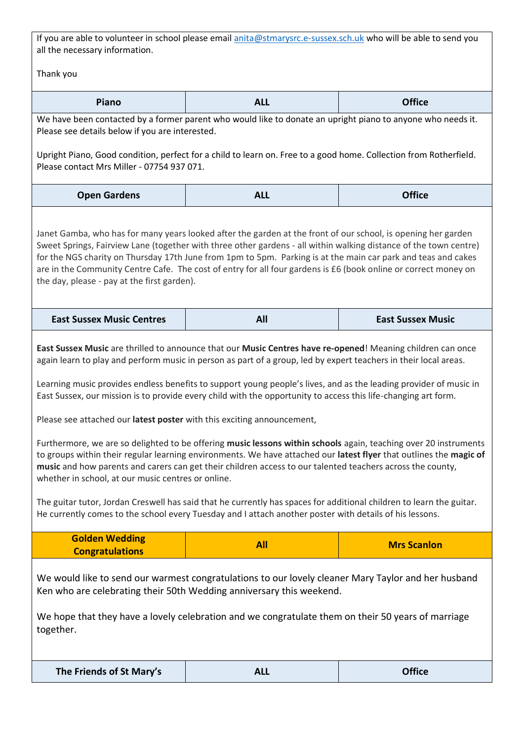If you are able to volunteer in school please email anita@stmarysrc.e-sussex.sch.uk who will be able to send you all the necessary information.

Thank you

| Piano | ALL | Office |
|---|---|---|

We have been contacted by a former parent who would like to donate an upright piano to anyone who needs it. Please see details below if you are interested.

Upright Piano, Good condition, perfect for a child to learn on. Free to a good home. Collection from Rotherfield. Please contact Mrs Miller - 07754 937 071.

| Open Gardens | ALL | Office |
|---|---|---|

Janet Gamba, who has for many years looked after the garden at the front of our school, is opening her garden Sweet Springs, Fairview Lane (together with three other gardens - all within walking distance of the town centre) for the NGS charity on Thursday 17th June from 1pm to 5pm. Parking is at the main car park and teas and cakes are in the Community Centre Cafe. The cost of entry for all four gardens is £6 (book online or correct money on the day, please - pay at the first garden).

| East Sussex Music Centres | All | East Sussex Music |
|---|---|---|

**East Sussex Music** are thrilled to announce that our **Music Centres have re-opened**! Meaning children can once again learn to play and perform music in person as part of a group, led by expert teachers in their local areas.

Learning music provides endless benefits to support young people's lives, and as the leading provider of music in East Sussex, our mission is to provide every child with the opportunity to access this life-changing art form.

Please see attached our **latest poster** with this exciting announcement,

Furthermore, we are so delighted to be offering **music lessons within schools** again, teaching over 20 instruments to groups within their regular learning environments. We have attached our **latest flyer** that outlines the **magic of music** and how parents and carers can get their children access to our talented teachers across the county, whether in school, at our music centres or online.

The guitar tutor, Jordan Creswell has said that he currently has spaces for additional children to learn the guitar. He currently comes to the school every Tuesday and I attach another poster with details of his lessons.

| Golden Wedding Congratulations | All | Mrs Scanlon |
|---|---|---|

We would like to send our warmest congratulations to our lovely cleaner Mary Taylor and her husband Ken who are celebrating their 50th Wedding anniversary this weekend.

We hope that they have a lovely celebration and we congratulate them on their 50 years of marriage together.

| The Friends of St Mary's | ALL | Office |
|---|---|---|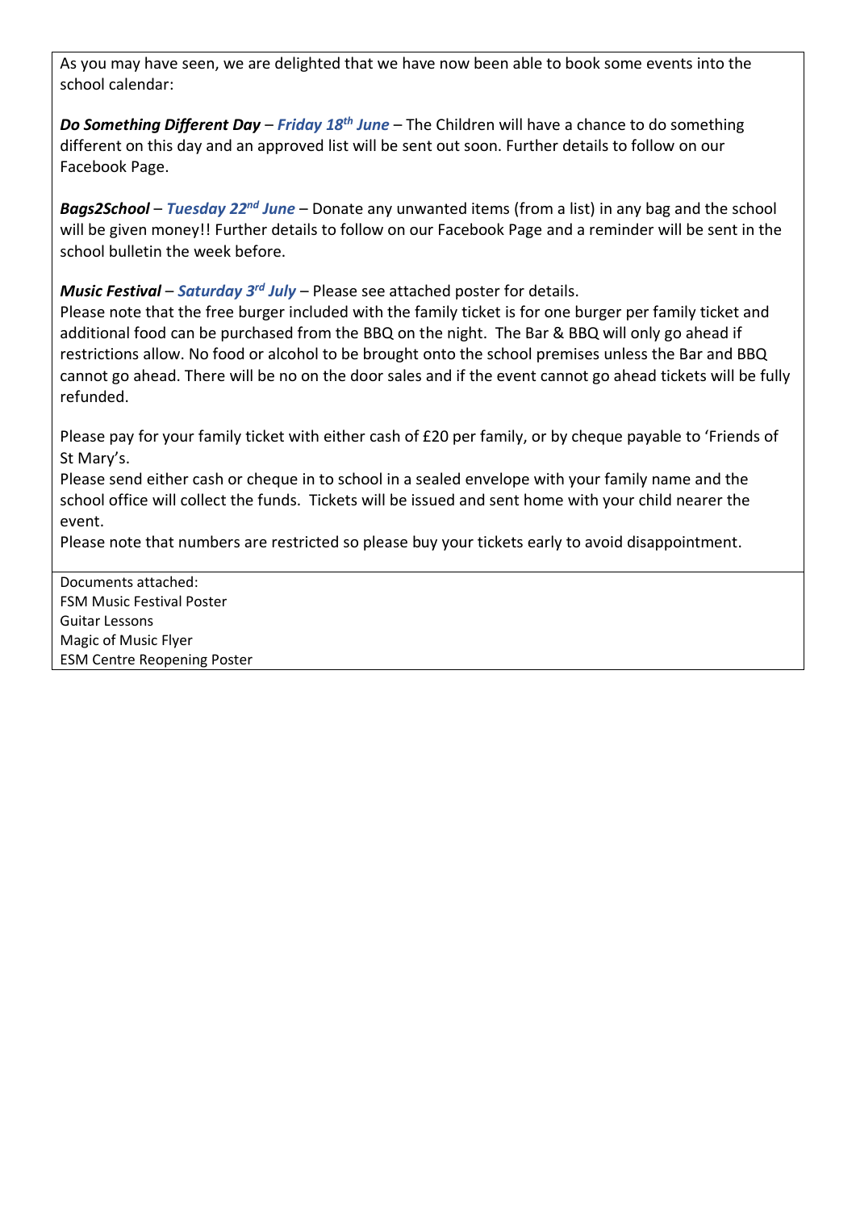As you may have seen, we are delighted that we have now been able to book some events into the school calendar:

***Do Something Different Day*** – ***Friday 18th June*** – The Children will have a chance to do something different on this day and an approved list will be sent out soon. Further details to follow on our Facebook Page.

***Bags2School*** – ***Tuesday 22nd June*** – Donate any unwanted items (from a list) in any bag and the school will be given money!! Further details to follow on our Facebook Page and a reminder will be sent in the school bulletin the week before.

***Music Festival*** – ***Saturday 3rd July*** – Please see attached poster for details.
Please note that the free burger included with the family ticket is for one burger per family ticket and additional food can be purchased from the BBQ on the night. The Bar & BBQ will only go ahead if restrictions allow. No food or alcohol to be brought onto the school premises unless the Bar and BBQ cannot go ahead. There will be no on the door sales and if the event cannot go ahead tickets will be fully refunded.

Please pay for your family ticket with either cash of £20 per family, or by cheque payable to 'Friends of St Mary's.
Please send either cash or cheque in to school in a sealed envelope with your family name and the school office will collect the funds. Tickets will be issued and sent home with your child nearer the event.
Please note that numbers are restricted so please buy your tickets early to avoid disappointment.

Documents attached:
FSM Music Festival Poster
Guitar Lessons
Magic of Music Flyer
ESM Centre Reopening Poster